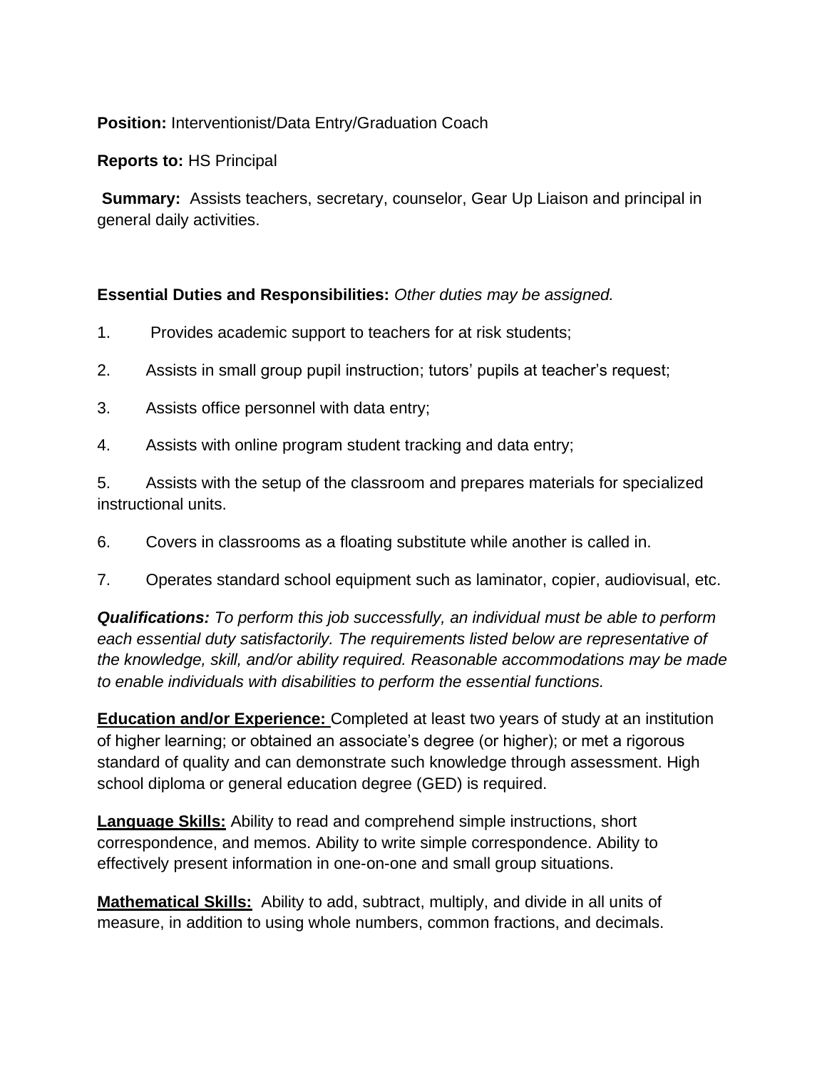**Position:** Interventionist/Data Entry/Graduation Coach

**Reports to:** HS Principal

**Summary:** Assists teachers, secretary, counselor, Gear Up Liaison and principal in general daily activities.

**Essential Duties and Responsibilities:** *Other duties may be assigned.*

1. Provides academic support to teachers for at risk students;
2. Assists in small group pupil instruction; tutors' pupils at teacher's request;
3. Assists office personnel with data entry;
4. Assists with online program student tracking and data entry;
5. Assists with the setup of the classroom and prepares materials for specialized instructional units.
6. Covers in classrooms as a floating substitute while another is called in.
7. Operates standard school equipment such as laminator, copier, audiovisual, etc.

***Qualifications:*** *To perform this job successfully, an individual must be able to perform each essential duty satisfactorily. The requirements listed below are representative of the knowledge, skill, and/or ability required. Reasonable accommodations may be made to enable individuals with disabilities to perform the essential functions.*

**Education and/or Experience:** Completed at least two years of study at an institution of higher learning; or obtained an associate's degree (or higher); or met a rigorous standard of quality and can demonstrate such knowledge through assessment. High school diploma or general education degree (GED) is required.

**Language Skills:** Ability to read and comprehend simple instructions, short correspondence, and memos. Ability to write simple correspondence. Ability to effectively present information in one-on-one and small group situations.

**Mathematical Skills:** Ability to add, subtract, multiply, and divide in all units of measure, in addition to using whole numbers, common fractions, and decimals.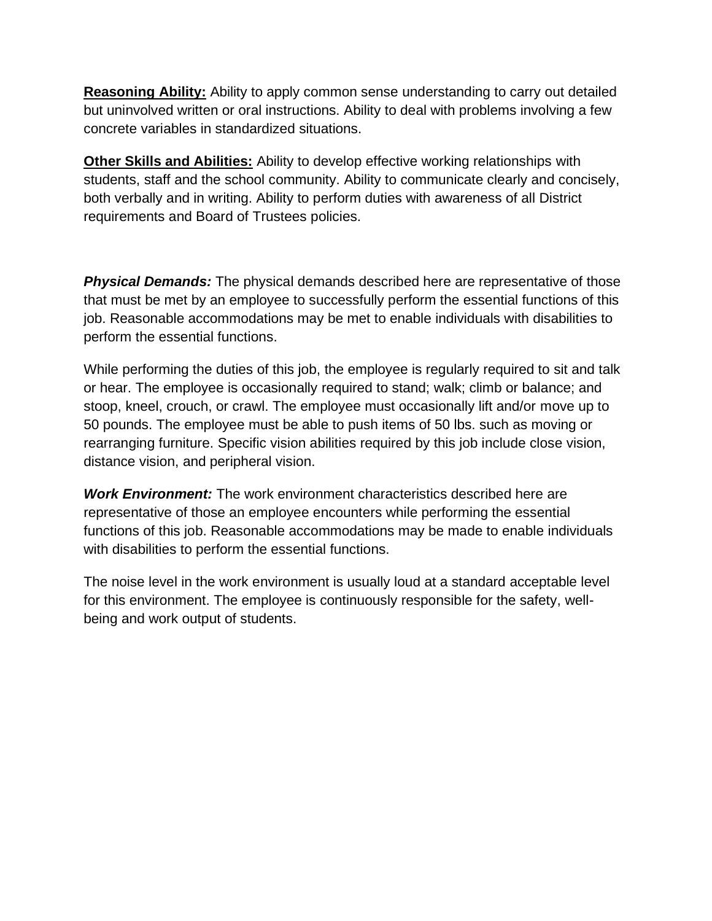**Reasoning Ability:** Ability to apply common sense understanding to carry out detailed but uninvolved written or oral instructions. Ability to deal with problems involving a few concrete variables in standardized situations.

**Other Skills and Abilities:** Ability to develop effective working relationships with students, staff and the school community. Ability to communicate clearly and concisely, both verbally and in writing. Ability to perform duties with awareness of all District requirements and Board of Trustees policies.

***Physical Demands:*** The physical demands described here are representative of those that must be met by an employee to successfully perform the essential functions of this job. Reasonable accommodations may be met to enable individuals with disabilities to perform the essential functions.

While performing the duties of this job, the employee is regularly required to sit and talk or hear. The employee is occasionally required to stand; walk; climb or balance; and stoop, kneel, crouch, or crawl. The employee must occasionally lift and/or move up to 50 pounds. The employee must be able to push items of 50 lbs. such as moving or rearranging furniture. Specific vision abilities required by this job include close vision, distance vision, and peripheral vision.

***Work Environment:*** The work environment characteristics described here are representative of those an employee encounters while performing the essential functions of this job. Reasonable accommodations may be made to enable individuals with disabilities to perform the essential functions.

The noise level in the work environment is usually loud at a standard acceptable level for this environment. The employee is continuously responsible for the safety, well-being and work output of students.